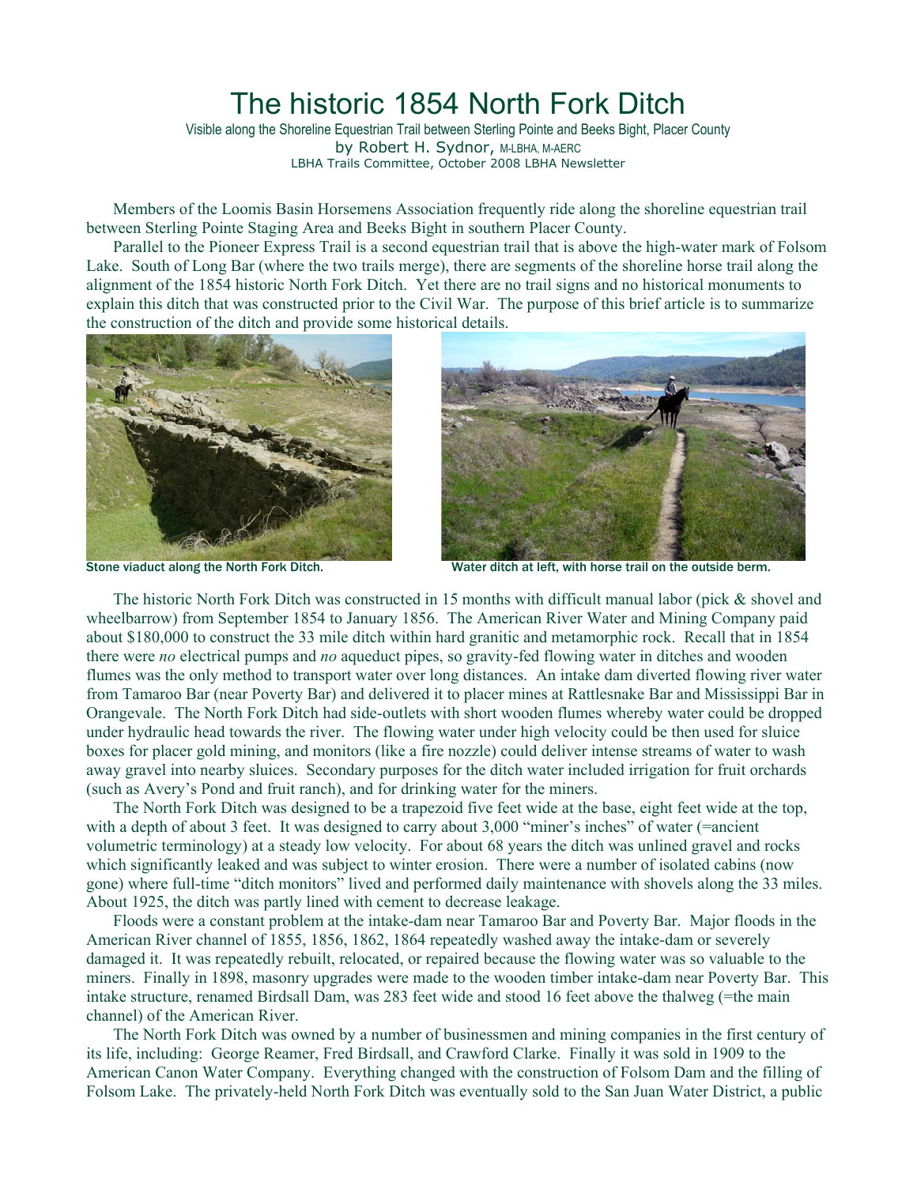# The historic 1854 North Fork Ditch

Visible along the Shoreline Equestrian Trail between Sterling Pointe and Beeks Bight, Placer County

by Robert H. Sydnor, M-LBHA, M-AERC

LBHA Trails Committee, October 2008 LBHA Newsletter

Members of the Loomis Basin Horsemens Association frequently ride along the shoreline equestrian trail between Sterling Pointe Staging Area and Beeks Bight in southern Placer County.

Parallel to the Pioneer Express Trail is a second equestrian trail that is above the high-water mark of Folsom Lake. South of Long Bar (where the two trails merge), there are segments of the shoreline horse trail along the alignment of the 1854 historic North Fork Ditch. Yet there are no trail signs and no historical monuments to explain this ditch that was constructed prior to the Civil War. The purpose of this brief article is to summarize the construction of the ditch and provide some historical details.

Stone viaduct along the North Fork Ditch.

Water ditch at left, with horse trail on the outside berm.

The historic North Fork Ditch was constructed in 15 months with difficult manual labor (pick & shovel and wheelbarrow) from September 1854 to January 1856. The American River Water and Mining Company paid about $180,000 to construct the 33 mile ditch within hard granitic and metamorphic rock. Recall that in 1854 there were *no* electrical pumps and *no* aqueduct pipes, so gravity-fed flowing water in ditches and wooden flumes was the only method to transport water over long distances. An intake dam diverted flowing river water from Tamaroo Bar (near Poverty Bar) and delivered it to placer mines at Rattlesnake Bar and Mississippi Bar in Orangevale. The North Fork Ditch had side-outlets with short wooden flumes whereby water could be dropped under hydraulic head towards the river. The flowing water under high velocity could be then used for sluice boxes for placer gold mining, and monitors (like a fire nozzle) could deliver intense streams of water to wash away gravel into nearby sluices. Secondary purposes for the ditch water included irrigation for fruit orchards (such as Avery's Pond and fruit ranch), and for drinking water for the miners.

The North Fork Ditch was designed to be a trapezoid five feet wide at the base, eight feet wide at the top, with a depth of about 3 feet. It was designed to carry about 3,000 "miner's inches" of water (=ancient volumetric terminology) at a steady low velocity. For about 68 years the ditch was unlined gravel and rocks which significantly leaked and was subject to winter erosion. There were a number of isolated cabins (now gone) where full-time "ditch monitors" lived and performed daily maintenance with shovels along the 33 miles. About 1925, the ditch was partly lined with cement to decrease leakage.

Floods were a constant problem at the intake-dam near Tamaroo Bar and Poverty Bar. Major floods in the American River channel of 1855, 1856, 1862, 1864 repeatedly washed away the intake-dam or severely damaged it. It was repeatedly rebuilt, relocated, or repaired because the flowing water was so valuable to the miners. Finally in 1898, masonry upgrades were made to the wooden timber intake-dam near Poverty Bar. This intake structure, renamed Birdsall Dam, was 283 feet wide and stood 16 feet above the thalweg (=the main channel) of the American River.

The North Fork Ditch was owned by a number of businessmen and mining companies in the first century of its life, including: George Reamer, Fred Birdsall, and Crawford Clarke. Finally it was sold in 1909 to the American Canon Water Company. Everything changed with the construction of Folsom Dam and the filling of Folsom Lake. The privately-held North Fork Ditch was eventually sold to the San Juan Water District, a public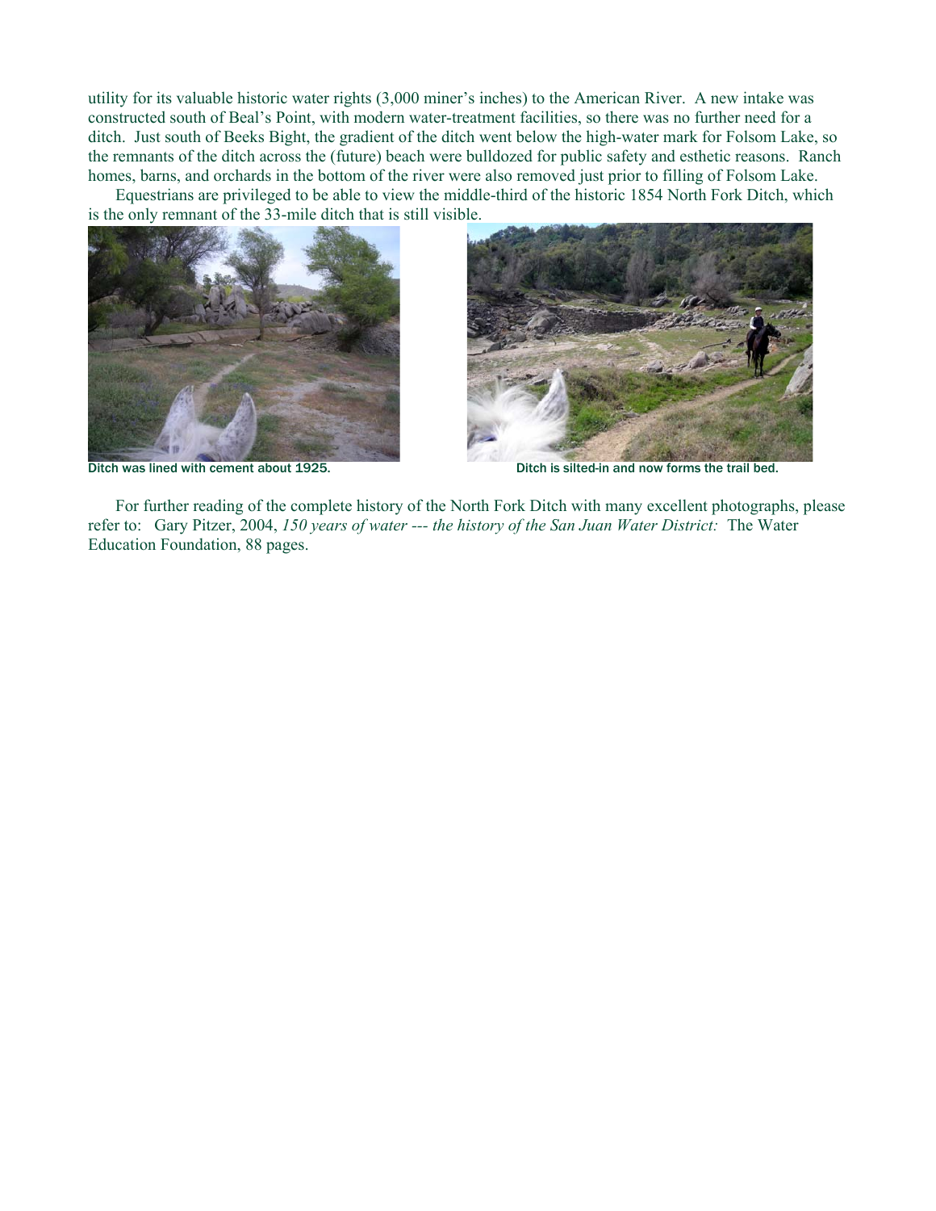utility for its valuable historic water rights (3,000 miner's inches) to the American River. A new intake was constructed south of Beal's Point, with modern water-treatment facilities, so there was no further need for a ditch. Just south of Beeks Bight, the gradient of the ditch went below the high-water mark for Folsom Lake, so the remnants of the ditch across the (future) beach were bulldozed for public safety and esthetic reasons. Ranch homes, barns, and orchards in the bottom of the river were also removed just prior to filling of Folsom Lake.

Equestrians are privileged to be able to view the middle-third of the historic 1854 North Fork Ditch, which is the only remnant of the 33-mile ditch that is still visible.

**Ditch was lined with cement about 1925.**

**Ditch is silted-in and now forms the trail bed.**

For further reading of the complete history of the North Fork Ditch with many excellent photographs, please refer to: Gary Pitzer, 2004, *150 years of water --- the history of the San Juan Water District:* The Water Education Foundation, 88 pages.